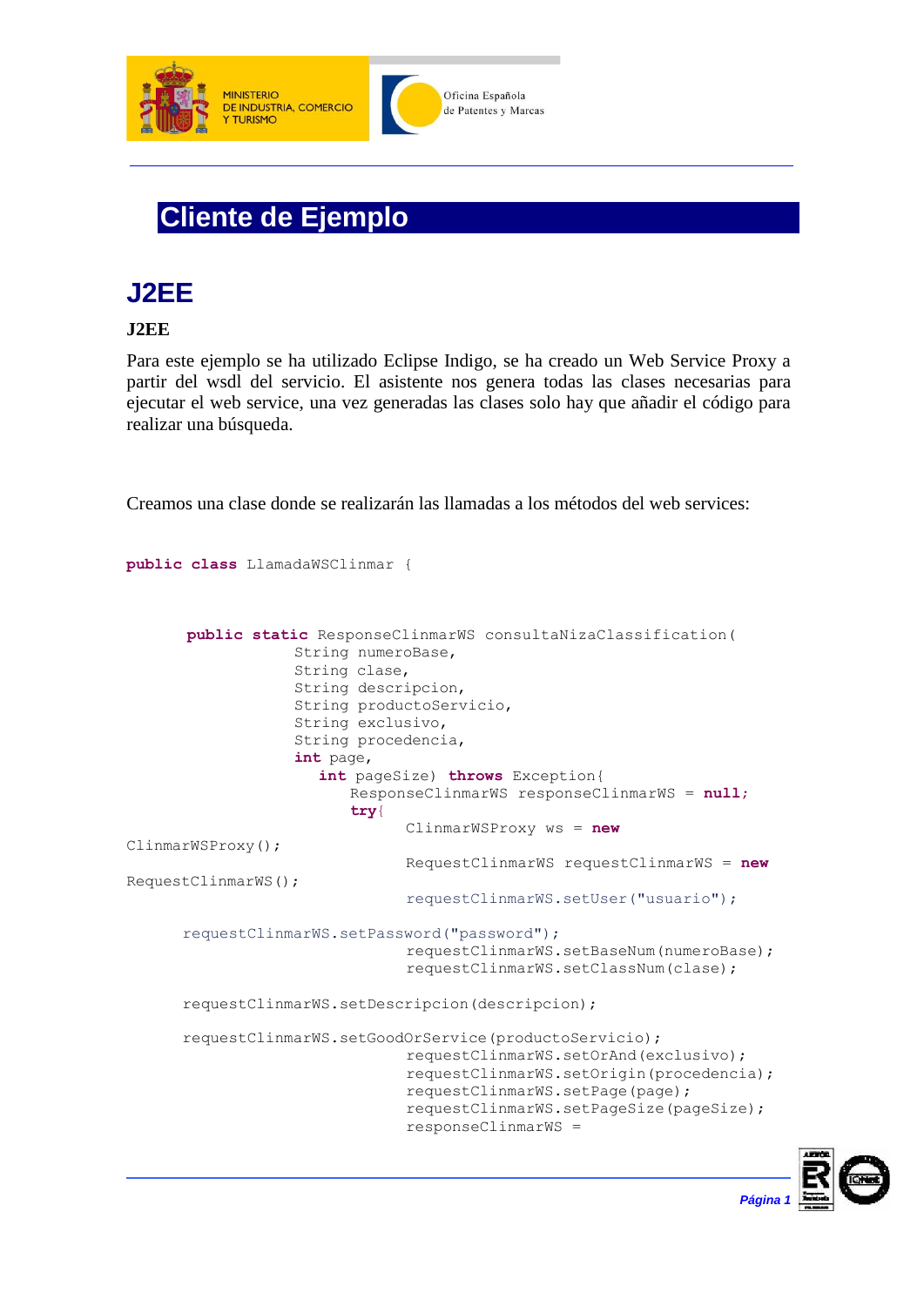# Cliente de Ejemplo

## J2EE

**J2EE**

Para este ejemplo se ha utilizado Eclipse Indigo, se ha creado un Web Service Proxy a partir del wsdl del servicio. El asistente nos genera todas las clases necesarias para ejecutar el web service, una vez generadas las clases solo hay que añadir el código para realizar una búsqueda.

Creamos una clase donde se realizarán las llamadas a los métodos del web services:

```
public class LlamadaWSClinmar {


	public static ResponseClinmarWS consultaNizaClassification(
			String numeroBase,
			String clase,
			String descripcion,
			String productoServicio,
			String exclusivo,
			String procedencia,
			int page,
			int pageSize) throws Exception{
				ResponseClinmarWS responseClinmarWS = null;
				try{
					ClinmarWSProxy ws = new 
ClinmarWSProxy();
					RequestClinmarWS requestClinmarWS = new 
RequestClinmarWS();
					requestClinmarWS.setUser("usuario");
					
	requestClinmarWS.setPassword("password");
					requestClinmarWS.setBaseNum(numeroBase);
					requestClinmarWS.setClassNum(clase);
					
	requestClinmarWS.setDescripcion(descripcion);
					
	requestClinmarWS.setGoodOrService(productoServicio);
					requestClinmarWS.setOrAnd(exclusivo);
					requestClinmarWS.setOrigin(procedencia);
					requestClinmarWS.setPage(page);
					requestClinmarWS.setPageSize(pageSize);
					responseClinmarWS = 
```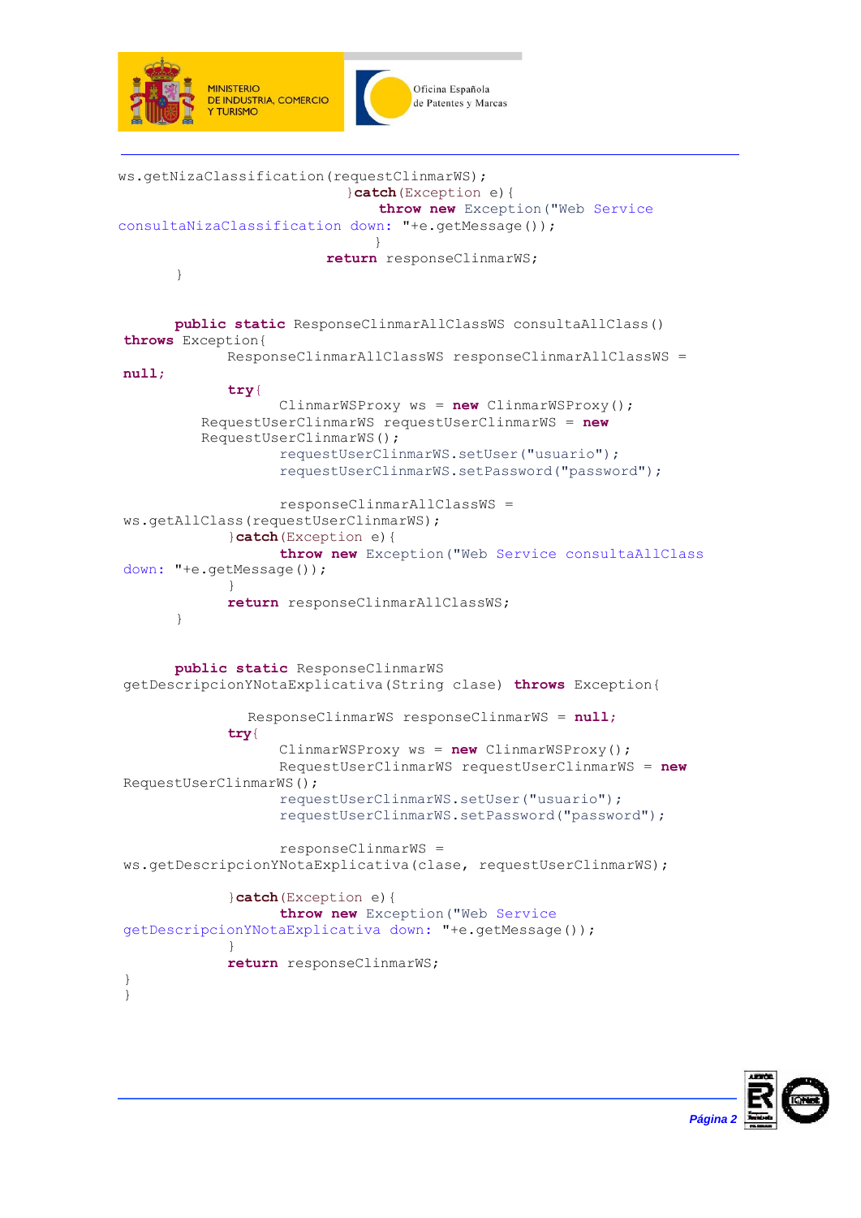```java
ws.getNizaClassification(requestClinmarWS);
                                }catch(Exception e){
                                        throw new Exception("Web Service
consultaNizaClassification down: "+e.getMessage());
                                }
                        return responseClinmarWS;
        }


        public static ResponseClinmarAllClassWS consultaAllClass()
 throws Exception{
                ResponseClinmarAllClassWS responseClinmarAllClassWS =
null;
                try{
                        ClinmarWSProxy ws = new ClinmarWSProxy();
                RequestUserClinmarWS requestUserClinmarWS = new
                RequestUserClinmarWS();
                        requestUserClinmarWS.setUser("usuario");
                        requestUserClinmarWS.setPassword("password");

                        responseClinmarAllClassWS =
ws.getAllClass(requestUserClinmarWS);
                }catch(Exception e){
                        throw new Exception("Web Service consultaAllClass
down: "+e.getMessage());
                }
                return responseClinmarAllClassWS;
        }


        public static ResponseClinmarWS
getDescripcionYNotaExplicativa(String clase) throws Exception{

                  ResponseClinmarWS responseClinmarWS = null;
                try{
                        ClinmarWSProxy ws = new ClinmarWSProxy();
                        RequestUserClinmarWS requestUserClinmarWS = new
RequestUserClinmarWS();
                        requestUserClinmarWS.setUser("usuario");
                        requestUserClinmarWS.setPassword("password");

                        responseClinmarWS =
ws.getDescripcionYNotaExplicativa(clase, requestUserClinmarWS);

                }catch(Exception e){
                        throw new Exception("Web Service
getDescripcionYNotaExplicativa down: "+e.getMessage());
                }
                return responseClinmarWS;
}
}
```